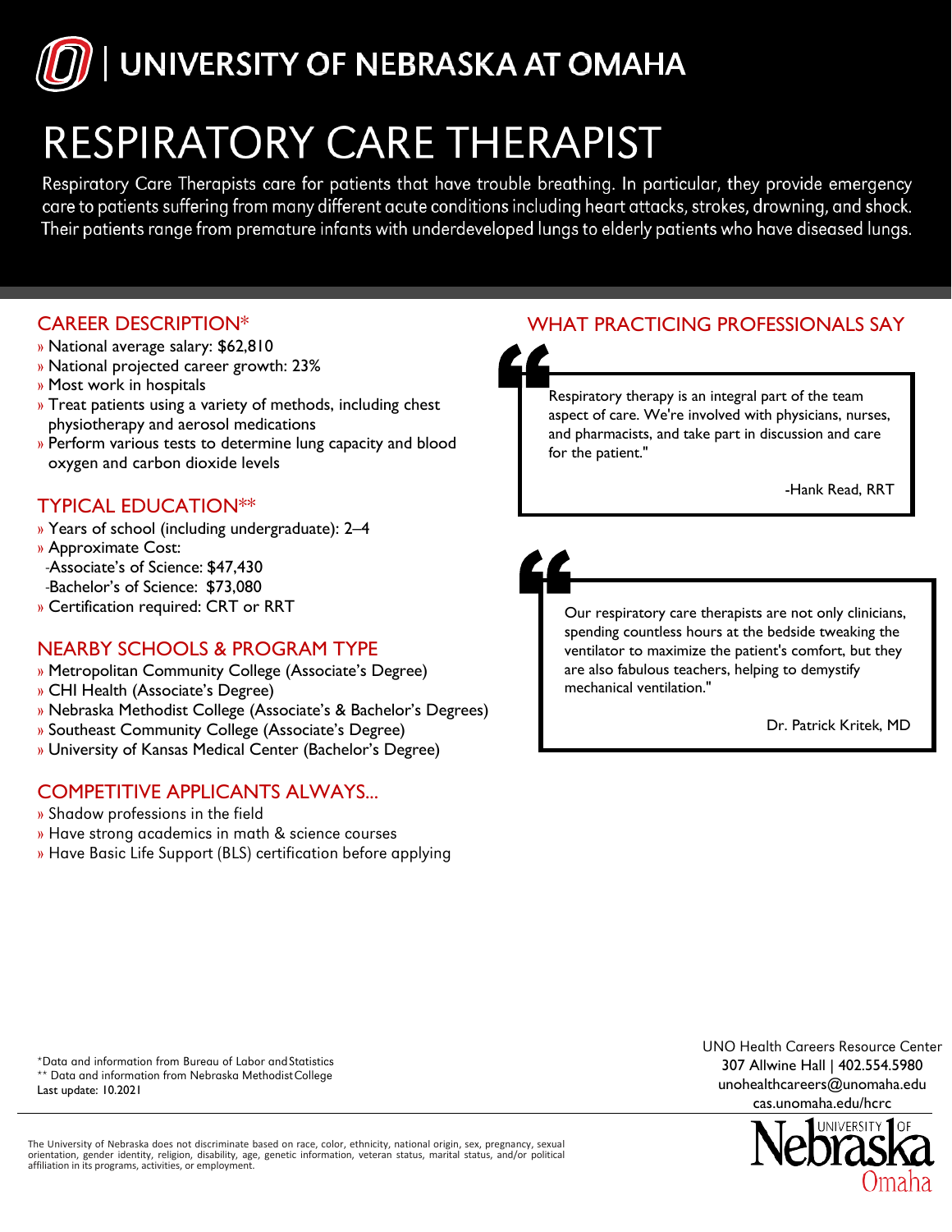UNIVERSITY OF NEBRASKA AT OMAHA

# RESPIRATORY CARE THERAPIST

Respiratory Care Therapists care for patients that have trouble breathing. In particular, they provide emergency care to patients suffering from many different acute conditions including heart attacks, strokes, drowning, and shock. Their patients range from premature infants with underdeveloped lungs to elderly patients who have diseased lungs.

## CAREER DESCRIPTION*

» National average salary: $62,810
» National projected career growth: 23%
» Most work in hospitals
» Treat patients using a variety of methods, including chest physiotherapy and aerosol medications
» Perform various tests to determine lung capacity and blood oxygen and carbon dioxide levels

## TYPICAL EDUCATION**

» Years of school (including undergraduate): 2–4
» Approximate Cost:
-Associate's of Science: $47,430
-Bachelor's of Science: $73,080
» Certification required: CRT or RRT

## NEARBY SCHOOLS & PROGRAM TYPE

» Metropolitan Community College (Associate's Degree)
» CHI Health (Associate's Degree)
» Nebraska Methodist College (Associate's & Bachelor's Degrees)
» Southeast Community College (Associate's Degree)
» University of Kansas Medical Center (Bachelor's Degree)

## COMPETITIVE APPLICANTS ALWAYS...

» Shadow professions in the field
» Have strong academics in math & science courses
» Have Basic Life Support (BLS) certification before applying

## WHAT PRACTICING PROFESSIONALS SAY

"Respiratory therapy is an integral part of the team aspect of care. We're involved with physicians, nurses, and pharmacists, and take part in discussion and care for the patient."

-Hank Read, RRT

"Our respiratory care therapists are not only clinicians, spending countless hours at the bedside tweaking the ventilator to maximize the patient's comfort, but they are also fabulous teachers, helping to demystify mechanical ventilation."

Dr. Patrick Kritek, MD

*Data and information from Bureau of Labor and Statistics
** Data and information from Nebraska Methodist College
Last update: 10.2021

UNO Health Careers Resource Center
307 Allwine Hall | 402.554.5980
unohealthcareers@unomaha.edu
cas.unomaha.edu/hcrc

The University of Nebraska does not discriminate based on race, color, ethnicity, national origin, sex, pregnancy, sexual orientation, gender identity, religion, disability, age, genetic information, veteran status, marital status, and/or political affiliation in its programs, activities, or employment.

University of Nebraska Omaha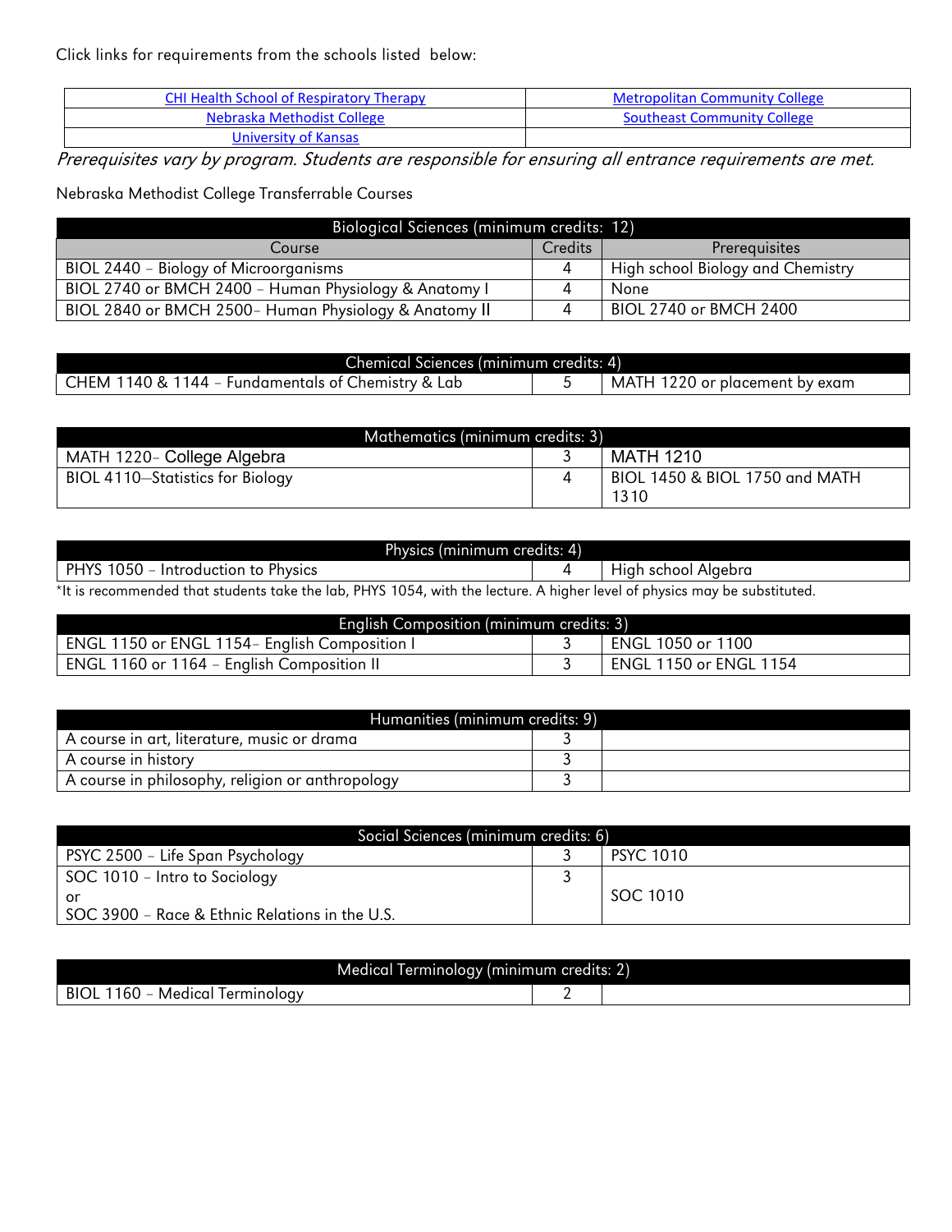Click links for requirements from the schools listed below:

| | |
|---|---|
| CHI Health School of Respiratory Therapy | Metropolitan Community College |
| Nebraska Methodist College | Southeast Community College |
| University of Kansas | |

*Prerequisites vary by program. Students are responsible for ensuring all entrance requirements are met.*

Nebraska Methodist College Transferrable Courses

| Biological Sciences (minimum credits: 12) | | |
|---|---|---|
| Course | Credits | Prerequisites |
| BIOL 2440 – Biology of Microorganisms | 4 | High school Biology and Chemistry |
| BIOL 2740 or BMCH 2400 – Human Physiology & Anatomy I | 4 | None |
| BIOL 2840 or BMCH 2500– Human Physiology & Anatomy II | 4 | BIOL 2740 or BMCH 2400 |

| Chemical Sciences (minimum credits: 4) | | |
|---|---|---|
| CHEM 1140 & 1144 – Fundamentals of Chemistry & Lab | 5 | MATH 1220 or placement by exam |

| Mathematics (minimum credits: 3) | | |
|---|---|---|
| MATH 1220– College Algebra | 3 | MATH 1210 |
| BIOL 4110—Statistics for Biology | 4 | BIOL 1450 & BIOL 1750 and MATH 1310 |

| Physics (minimum credits: 4) | | |
|---|---|---|
| PHYS 1050 – Introduction to Physics | 4 | High school Algebra |

*It is recommended that students take the lab, PHYS 1054, with the lecture. A higher level of physics may be substituted.

| English Composition (minimum credits: 3) | | |
|---|---|---|
| ENGL 1150 or ENGL 1154– English Composition I | 3 | ENGL 1050 or 1100 |
| ENGL 1160 or 1164 – English Composition II | 3 | ENGL 1150 or ENGL 1154 |

| Humanities (minimum credits: 9) | | |
|---|---|---|
| A course in art, literature, music or drama | 3 | |
| A course in history | 3 | |
| A course in philosophy, religion or anthropology | 3 | |

| Social Sciences (minimum credits: 6) | | |
|---|---|---|
| PSYC 2500 – Life Span Psychology | 3 | PSYC 1010 |
| SOC 1010 – Intro to Sociology or SOC 3900 – Race & Ethnic Relations in the U.S. | 3 | SOC 1010 |

| Medical Terminology (minimum credits: 2) | | |
|---|---|---|
| BIOL 1160 – Medical Terminology | 2 | |